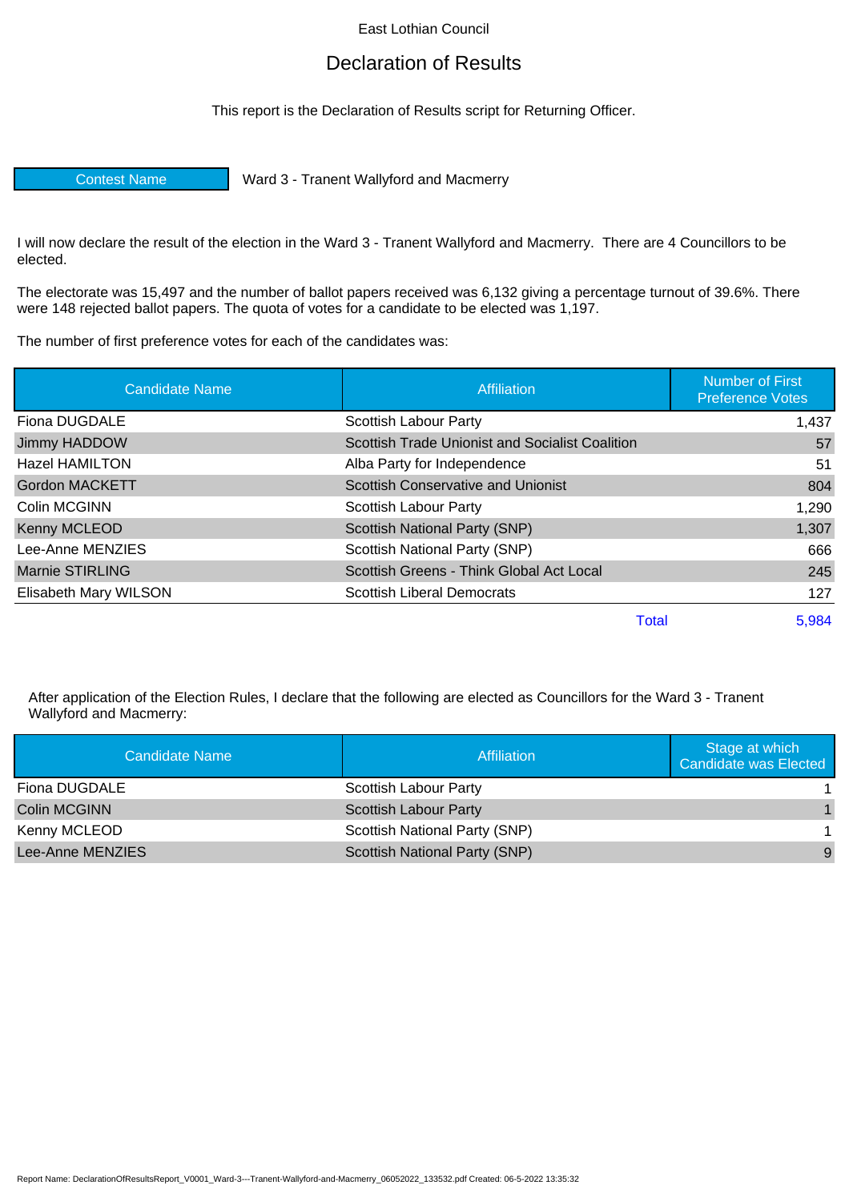East Lothian Council

# Declaration of Results

This report is the Declaration of Results script for Returning Officer.

| Contest Name | Ward 3 - Tranent Wallyford and Macmerry |
|---|---|

I will now declare the result of the election in the Ward 3 - Tranent Wallyford and Macmerry. There are 4 Councillors to be elected.

The electorate was 15,497 and the number of ballot papers received was 6,132 giving a percentage turnout of 39.6%. There were 148 rejected ballot papers. The quota of votes for a candidate to be elected was 1,197.

The number of first preference votes for each of the candidates was:

| Candidate Name | Affiliation | Number of First Preference Votes |
|---|---|---|
| Fiona DUGDALE | Scottish Labour Party | 1,437 |
| Jimmy HADDOW | Scottish Trade Unionist and Socialist Coalition | 57 |
| Hazel HAMILTON | Alba Party for Independence | 51 |
| Gordon MACKETT | Scottish Conservative and Unionist | 804 |
| Colin MCGINN | Scottish Labour Party | 1,290 |
| Kenny MCLEOD | Scottish National Party (SNP) | 1,307 |
| Lee-Anne MENZIES | Scottish National Party (SNP) | 666 |
| Marnie STIRLING | Scottish Greens - Think Global Act Local | 245 |
| Elisabeth Mary WILSON | Scottish Liberal Democrats | 127 |
| | Total | 5,984 |

After application of the Election Rules, I declare that the following are elected as Councillors for the Ward 3 - Tranent Wallyford and Macmerry:

| Candidate Name | Affiliation | Stage at which Candidate was Elected |
|---|---|---|
| Fiona DUGDALE | Scottish Labour Party | 1 |
| Colin MCGINN | Scottish Labour Party | 1 |
| Kenny MCLEOD | Scottish National Party (SNP) | 1 |
| Lee-Anne MENZIES | Scottish National Party (SNP) | 9 |

Report Name: DeclarationOfResultsReport_V0001_Ward-3---Tranent-Wallyford-and-Macmerry_06052022_133532.pdf Created: 06-5-2022 13:35:32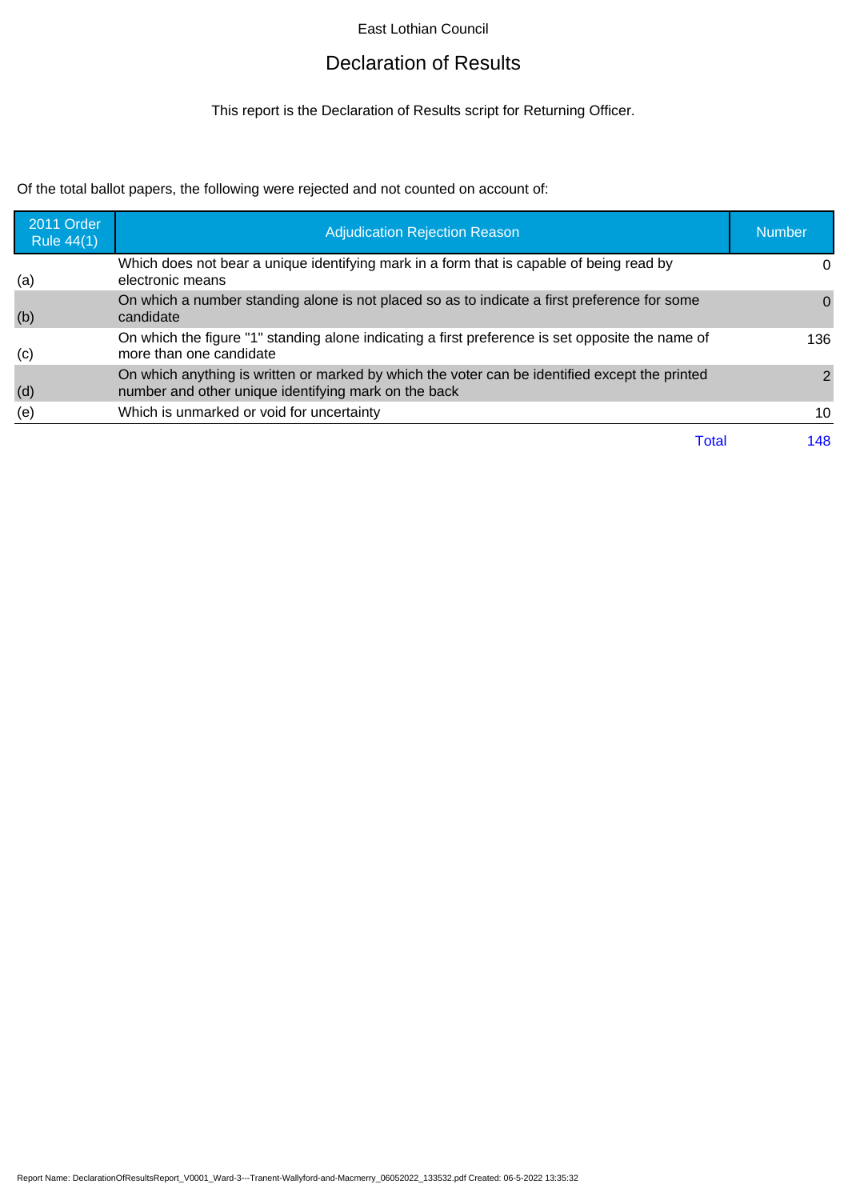East Lothian Council

# Declaration of Results

This report is the Declaration of Results script for Returning Officer.

Of the total ballot papers, the following were rejected and not counted on account of:

| 2011 Order Rule 44(1) | Adjudication Rejection Reason | Number |
|---|---|---|
| (a) | Which does not bear a unique identifying mark in a form that is capable of being read by electronic means | 0 |
| (b) | On which a number standing alone is not placed so as to indicate a first preference for some candidate | 0 |
| (c) | On which the figure "1" standing alone indicating a first preference is set opposite the name of more than one candidate | 136 |
| (d) | On which anything is written or marked by which the voter can be identified except the printed number and other unique identifying mark on the back | 2 |
| (e) | Which is unmarked or void for uncertainty | 10 |
| | Total | 148 |

Report Name: DeclarationOfResultsReport_V0001_Ward-3---Tranent-Wallyford-and-Macmerry_06052022_133532.pdf Created: 06-5-2022 13:35:32